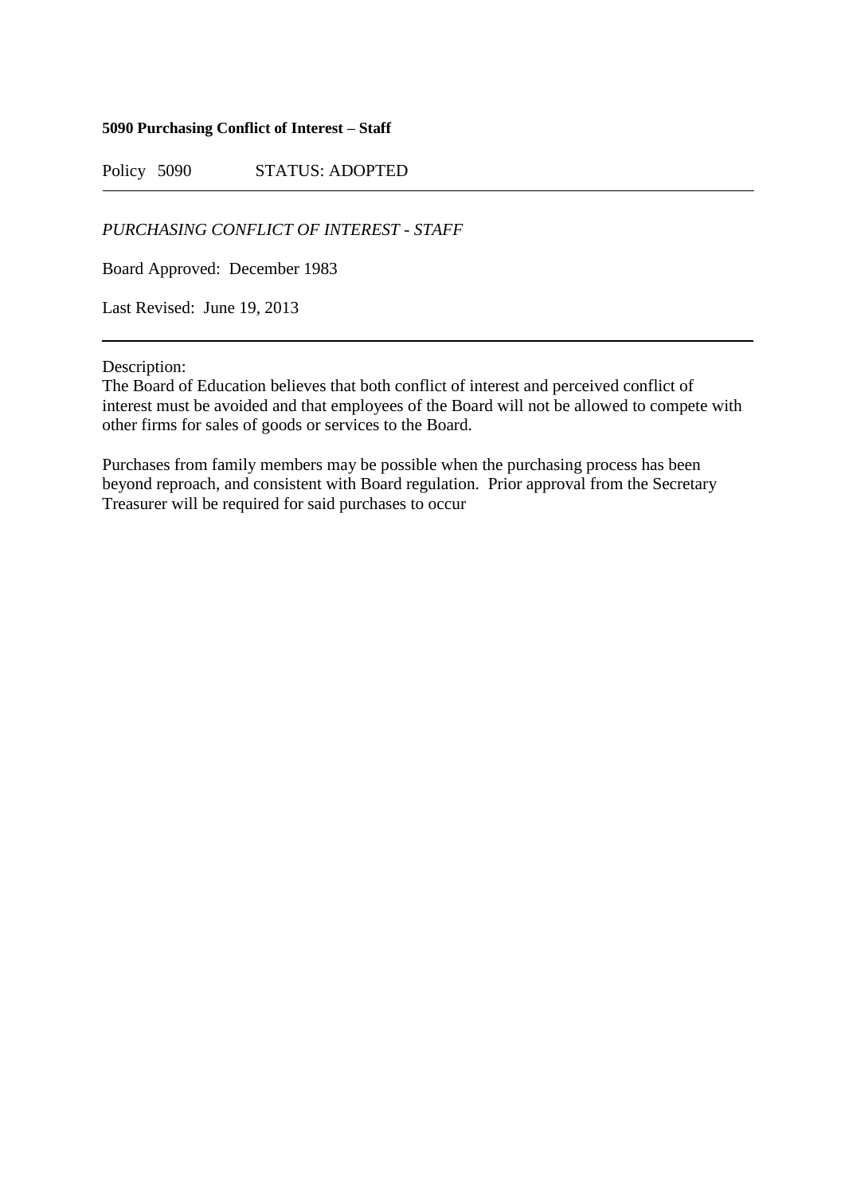**5090 Purchasing Conflict of Interest – Staff**

Policy 5090 STATUS: ADOPTED

---

*PURCHASING CONFLICT OF INTEREST - STAFF*

Board Approved: December 1983

Last Revised: June 19, 2013

---

Description:
The Board of Education believes that both conflict of interest and perceived conflict of interest must be avoided and that employees of the Board will not be allowed to compete with other firms for sales of goods or services to the Board.

Purchases from family members may be possible when the purchasing process has been beyond reproach, and consistent with Board regulation. Prior approval from the Secretary Treasurer will be required for said purchases to occur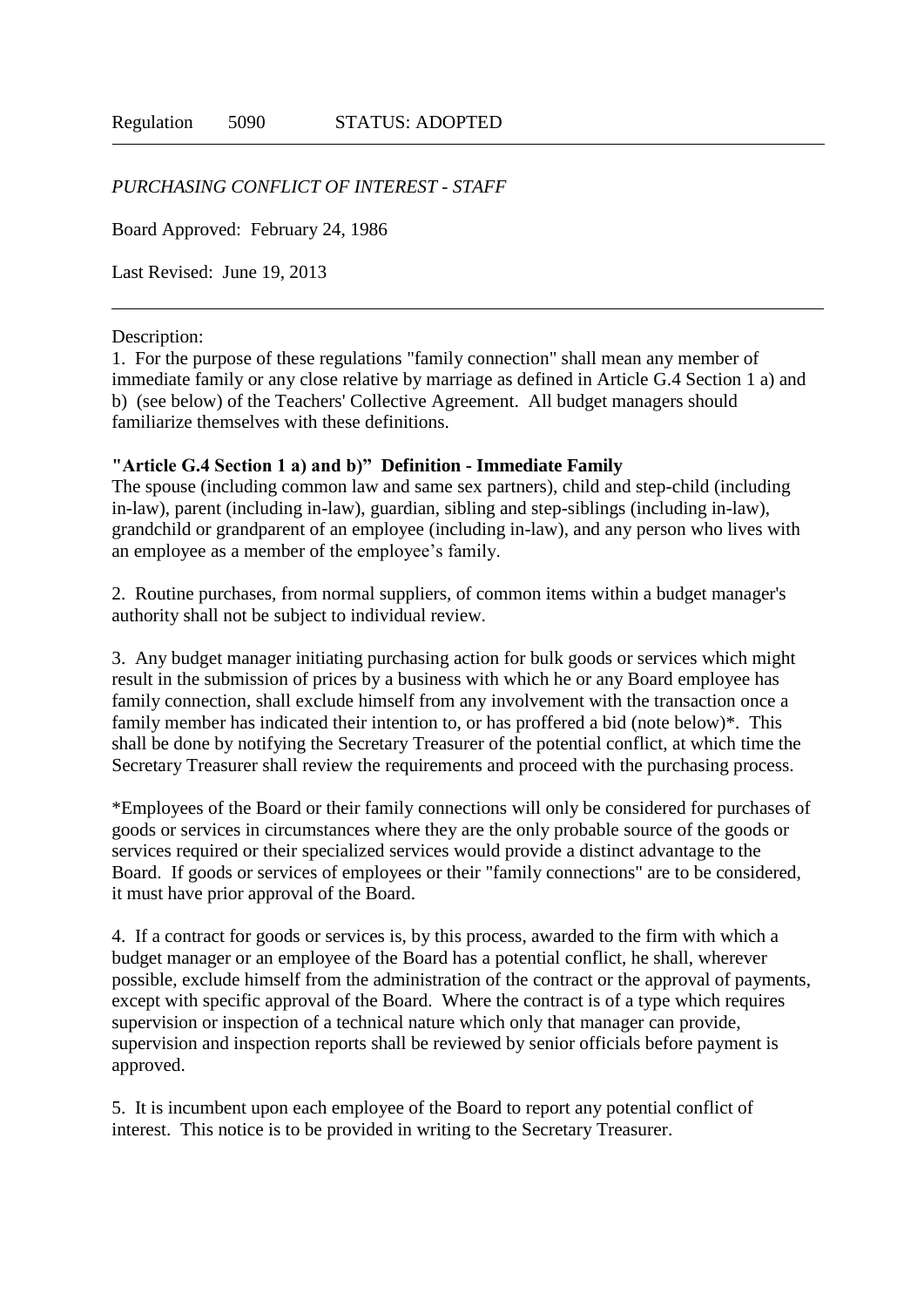Regulation 5090 STATUS: ADOPTED

*PURCHASING CONFLICT OF INTEREST - STAFF*

Board Approved: February 24, 1986

Last Revised: June 19, 2013

Description:

1. For the purpose of these regulations "family connection" shall mean any member of immediate family or any close relative by marriage as defined in Article G.4 Section 1 a) and b) (see below) of the Teachers' Collective Agreement. All budget managers should familiarize themselves with these definitions.

**"Article G.4 Section 1 a) and b)" Definition - Immediate Family**

The spouse (including common law and same sex partners), child and step-child (including in-law), parent (including in-law), guardian, sibling and step-siblings (including in-law), grandchild or grandparent of an employee (including in-law), and any person who lives with an employee as a member of the employee's family.

2. Routine purchases, from normal suppliers, of common items within a budget manager's authority shall not be subject to individual review.

3. Any budget manager initiating purchasing action for bulk goods or services which might result in the submission of prices by a business with which he or any Board employee has family connection, shall exclude himself from any involvement with the transaction once a family member has indicated their intention to, or has proffered a bid (note below)*. This shall be done by notifying the Secretary Treasurer of the potential conflict, at which time the Secretary Treasurer shall review the requirements and proceed with the purchasing process.

*Employees of the Board or their family connections will only be considered for purchases of goods or services in circumstances where they are the only probable source of the goods or services required or their specialized services would provide a distinct advantage to the Board. If goods or services of employees or their "family connections" are to be considered, it must have prior approval of the Board.

4. If a contract for goods or services is, by this process, awarded to the firm with which a budget manager or an employee of the Board has a potential conflict, he shall, wherever possible, exclude himself from the administration of the contract or the approval of payments, except with specific approval of the Board. Where the contract is of a type which requires supervision or inspection of a technical nature which only that manager can provide, supervision and inspection reports shall be reviewed by senior officials before payment is approved.

5. It is incumbent upon each employee of the Board to report any potential conflict of interest. This notice is to be provided in writing to the Secretary Treasurer.